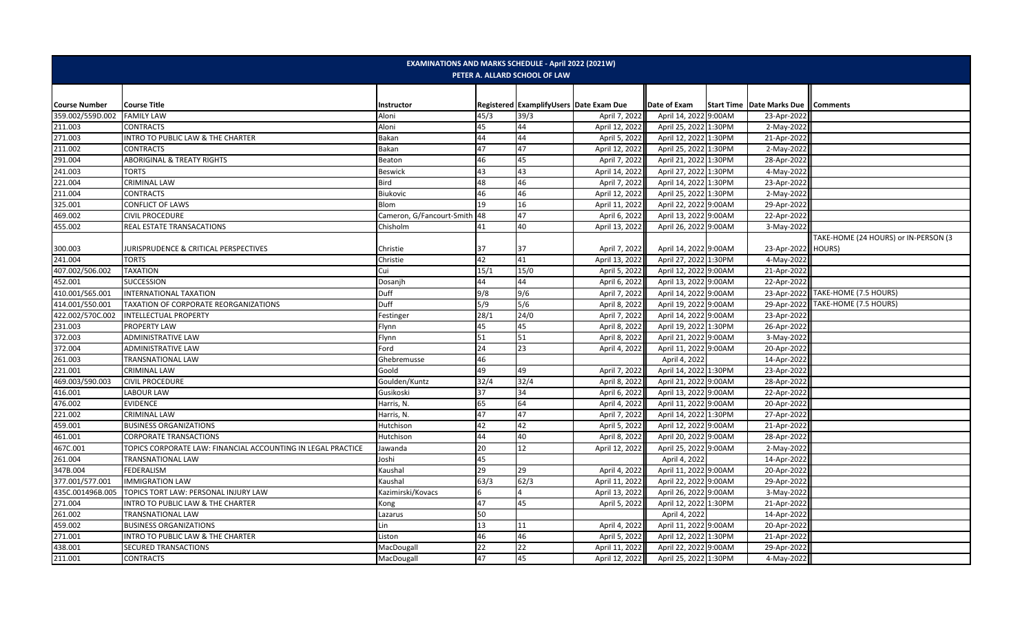# EXAMINATIONS AND MARKS SCHEDULE - April 2022 (2021W)

## PETER A. ALLARD SCHOOL OF LAW

| Course Number | Course Title | Instructor | Registered | ExamplifyUsers | Date Exam Due | Date of Exam | Start Time | Date Marks Due | Comments |
|---|---|---|---|---|---|---|---|---|---|
| 359.002/559D.002 | FAMILY LAW | Aloni | 45/3 | 39/3 | April 7, 2022 | April 14, 2022 | 9:00AM | 23-Apr-2022 | |
| 211.003 | CONTRACTS | Aloni | 45 | 44 | April 12, 2022 | April 25, 2022 | 1:30PM | 2-May-2022 | |
| 271.003 | INTRO TO PUBLIC LAW & THE CHARTER | Bakan | 44 | 44 | April 5, 2022 | April 12, 2022 | 1:30PM | 21-Apr-2022 | |
| 211.002 | CONTRACTS | Bakan | 47 | 47 | April 12, 2022 | April 25, 2022 | 1:30PM | 2-May-2022 | |
| 291.004 | ABORIGINAL & TREATY RIGHTS | Beaton | 46 | 45 | April 7, 2022 | April 21, 2022 | 1:30PM | 28-Apr-2022 | |
| 241.003 | TORTS | Beswick | 43 | 43 | April 14, 2022 | April 27, 2022 | 1:30PM | 4-May-2022 | |
| 221.004 | CRIMINAL LAW | Bird | 48 | 46 | April 7, 2022 | April 14, 2022 | 1:30PM | 23-Apr-2022 | |
| 211.004 | CONTRACTS | Biukovic | 46 | 46 | April 12, 2022 | April 25, 2022 | 1:30PM | 2-May-2022 | |
| 325.001 | CONFLICT OF LAWS | Blom | 19 | 16 | April 11, 2022 | April 22, 2022 | 9:00AM | 29-Apr-2022 | |
| 469.002 | CIVIL PROCEDURE | Cameron, G/Fancourt-Smith | 48 | 47 | April 6, 2022 | April 13, 2022 | 9:00AM | 22-Apr-2022 | |
| 455.002 | REAL ESTATE TRANSACATIONS | Chisholm | 41 | 40 | April 13, 2022 | April 26, 2022 | 9:00AM | 3-May-2022 | |
| 300.003 | JURISPRUDENCE & CRITICAL PERSPECTIVES | Christie | 37 | 37 | April 7, 2022 | April 14, 2022 | 9:00AM | 23-Apr-2022 | TAKE-HOME (24 HOURS) or IN-PERSON (3 HOURS) |
| 241.004 | TORTS | Christie | 42 | 41 | April 13, 2022 | April 27, 2022 | 1:30PM | 4-May-2022 | |
| 407.002/506.002 | TAXATION | Cui | 15/1 | 15/0 | April 5, 2022 | April 12, 2022 | 9:00AM | 21-Apr-2022 | |
| 452.001 | SUCCESSION | Dosanjh | 44 | 44 | April 6, 2022 | April 13, 2022 | 9:00AM | 22-Apr-2022 | |
| 410.001/565.001 | INTERNATIONAL TAXATION | Duff | 9/8 | 9/6 | April 7, 2022 | April 14, 2022 | 9:00AM | 23-Apr-2022 | TAKE-HOME (7.5 HOURS) |
| 414.001/550.001 | TAXATION OF CORPORATE REORGANIZATIONS | Duff | 5/9 | 5/6 | April 8, 2022 | April 19, 2022 | 9:00AM | 29-Apr-2022 | TAKE-HOME (7.5 HOURS) |
| 422.002/570C.002 | INTELLECTUAL PROPERTY | Festinger | 28/1 | 24/0 | April 7, 2022 | April 14, 2022 | 9:00AM | 23-Apr-2022 | |
| 231.003 | PROPERTY LAW | Flynn | 45 | 45 | April 8, 2022 | April 19, 2022 | 1:30PM | 26-Apr-2022 | |
| 372.003 | ADMINISTRATIVE LAW | Flynn | 51 | 51 | April 8, 2022 | April 21, 2022 | 9:00AM | 3-May-2022 | |
| 372.004 | ADMINISTRATIVE LAW | Ford | 24 | 23 | April 4, 2022 | April 11, 2022 | 9:00AM | 20-Apr-2022 | |
| 261.003 | TRANSNATIONAL LAW | Ghebremusse | 46 | | | April 4, 2022 | | 14-Apr-2022 | |
| 221.001 | CRIMINAL LAW | Goold | 49 | 49 | April 7, 2022 | April 14, 2022 | 1:30PM | 23-Apr-2022 | |
| 469.003/590.003 | CIVIL PROCEDURE | Goulden/Kuntz | 32/4 | 32/4 | April 8, 2022 | April 21, 2022 | 9:00AM | 28-Apr-2022 | |
| 416.001 | LABOUR LAW | Gusikoski | 37 | 34 | April 6, 2022 | April 13, 2022 | 9:00AM | 22-Apr-2022 | |
| 476.002 | EVIDENCE | Harris, N. | 65 | 64 | April 4, 2022 | April 11, 2022 | 9:00AM | 20-Apr-2022 | |
| 221.002 | CRIMINAL LAW | Harris, N. | 47 | 47 | April 7, 2022 | April 14, 2022 | 1:30PM | 27-Apr-2022 | |
| 459.001 | BUSINESS ORGANIZATIONS | Hutchison | 42 | 42 | April 5, 2022 | April 12, 2022 | 9:00AM | 21-Apr-2022 | |
| 461.001 | CORPORATE TRANSACTIONS | Hutchison | 44 | 40 | April 8, 2022 | April 20, 2022 | 9:00AM | 28-Apr-2022 | |
| 467C.001 | TOPICS CORPORATE LAW: FINANCIAL ACCOUNTING IN LEGAL PRACTICE | Jawanda | 20 | 12 | April 12, 2022 | April 25, 2022 | 9:00AM | 2-May-2022 | |
| 261.004 | TRANSNATIONAL LAW | Joshi | 45 | | | April 4, 2022 | | 14-Apr-2022 | |
| 347B.004 | FEDERALISM | Kaushal | 29 | 29 | April 4, 2022 | April 11, 2022 | 9:00AM | 20-Apr-2022 | |
| 377.001/577.001 | IMMIGRATION LAW | Kaushal | 63/3 | 62/3 | April 11, 2022 | April 22, 2022 | 9:00AM | 29-Apr-2022 | |
| 435C.001496B.005 | TOPICS TORT LAW: PERSONAL INJURY LAW | Kazimirski/Kovacs | 6 | 4 | April 13, 2022 | April 26, 2022 | 9:00AM | 3-May-2022 | |
| 271.004 | INTRO TO PUBLIC LAW & THE CHARTER | Kong | 47 | 45 | April 5, 2022 | April 12, 2022 | 1:30PM | 21-Apr-2022 | |
| 261.002 | TRANSNATIONAL LAW | Lazarus | 50 | | | April 4, 2022 | | 14-Apr-2022 | |
| 459.002 | BUSINESS ORGANIZATIONS | Lin | 13 | 11 | April 4, 2022 | April 11, 2022 | 9:00AM | 20-Apr-2022 | |
| 271.001 | INTRO TO PUBLIC LAW & THE CHARTER | Liston | 46 | 46 | April 5, 2022 | April 12, 2022 | 1:30PM | 21-Apr-2022 | |
| 438.001 | SECURED TRANSACTIONS | MacDougall | 22 | 22 | April 11, 2022 | April 22, 2022 | 9:00AM | 29-Apr-2022 | |
| 211.001 | CONTRACTS | MacDougall | 47 | 45 | April 12, 2022 | April 25, 2022 | 1:30PM | 4-May-2022 | |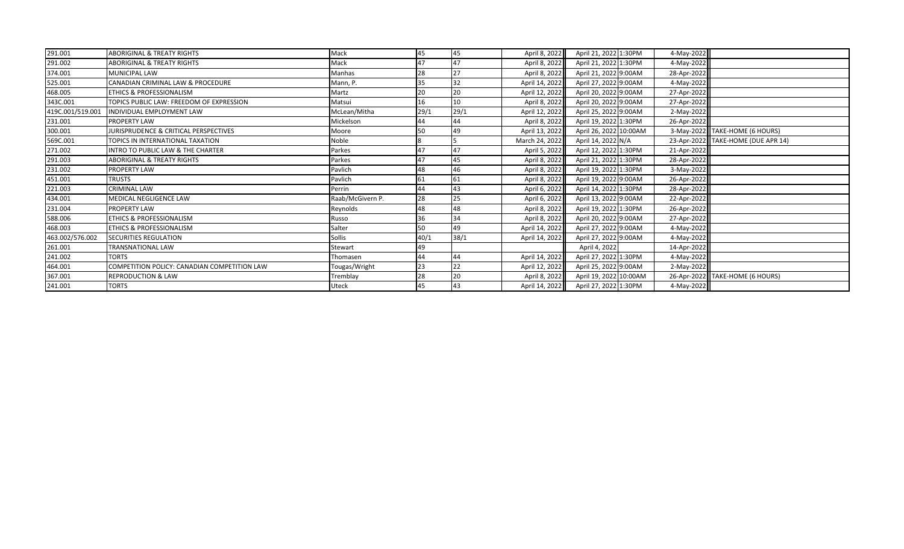| | | | | | | | | |
|---|---|---|---|---|---|---|---|---|
| 291.001 | ABORIGINAL & TREATY RIGHTS | Mack | 45 | 45 | April 8, 2022 | April 21, 2022 1:30PM | 4-May-2022 | |
| 291.002 | ABORIGINAL & TREATY RIGHTS | Mack | 47 | 47 | April 8, 2022 | April 21, 2022 1:30PM | 4-May-2022 | |
| 374.001 | MUNICIPAL LAW | Manhas | 28 | 27 | April 8, 2022 | April 21, 2022 9:00AM | 28-Apr-2022 | |
| 525.001 | CANADIAN CRIMINAL LAW & PROCEDURE | Mann, P. | 35 | 32 | April 14, 2022 | April 27, 2022 9:00AM | 4-May-2022 | |
| 468.005 | ETHICS & PROFESSIONALISM | Martz | 20 | 20 | April 12, 2022 | April 20, 2022 9:00AM | 27-Apr-2022 | |
| 343C.001 | TOPICS PUBLIC LAW: FREEDOM OF EXPRESSION | Matsui | 16 | 10 | April 8, 2022 | April 20, 2022 9:00AM | 27-Apr-2022 | |
| 419C.001/519.001 | INDIVIDUAL EMPLOYMENT LAW | McLean/Mitha | 29/1 | 29/1 | April 12, 2022 | April 25, 2022 9:00AM | 2-May-2022 | |
| 231.001 | PROPERTY LAW | Mickelson | 44 | 44 | April 8, 2022 | April 19, 2022 1:30PM | 26-Apr-2022 | |
| 300.001 | JURISPRUDENCE & CRITICAL PERSPECTIVES | Moore | 50 | 49 | April 13, 2022 | April 26, 2022 10:00AM | 3-May-2022 | TAKE-HOME (6 HOURS) |
| 569C.001 | TOPICS IN INTERNATIONAL TAXATION | Noble | 8 | 5 | March 24, 2022 | April 14, 2022 N/A | 23-Apr-2022 | TAKE-HOME (DUE APR 14) |
| 271.002 | INTRO TO PUBLIC LAW & THE CHARTER | Parkes | 47 | 47 | April 5, 2022 | April 12, 2022 1:30PM | 21-Apr-2022 | |
| 291.003 | ABORIGINAL & TREATY RIGHTS | Parkes | 47 | 45 | April 8, 2022 | April 21, 2022 1:30PM | 28-Apr-2022 | |
| 231.002 | PROPERTY LAW | Pavlich | 48 | 46 | April 8, 2022 | April 19, 2022 1:30PM | 3-May-2022 | |
| 451.001 | TRUSTS | Pavlich | 61 | 61 | April 8, 2022 | April 19, 2022 9:00AM | 26-Apr-2022 | |
| 221.003 | CRIMINAL LAW | Perrin | 44 | 43 | April 6, 2022 | April 14, 2022 1:30PM | 28-Apr-2022 | |
| 434.001 | MEDICAL NEGLIGENCE LAW | Raab/McGivern P. | 28 | 25 | April 6, 2022 | April 13, 2022 9:00AM | 22-Apr-2022 | |
| 231.004 | PROPERTY LAW | Reynolds | 48 | 48 | April 8, 2022 | April 19, 2022 1:30PM | 26-Apr-2022 | |
| 588.006 | ETHICS & PROFESSIONALISM | Russo | 36 | 34 | April 8, 2022 | April 20, 2022 9:00AM | 27-Apr-2022 | |
| 468.003 | ETHICS & PROFESSIONALISM | Salter | 50 | 49 | April 14, 2022 | April 27, 2022 9:00AM | 4-May-2022 | |
| 463.002/576.002 | SECURITIES REGULATION | Sollis | 40/1 | 38/1 | April 14, 2022 | April 27, 2022 9:00AM | 4-May-2022 | |
| 261.001 | TRANSNATIONAL LAW | Stewart | 49 | | | April 4, 2022 | 14-Apr-2022 | |
| 241.002 | TORTS | Thomasen | 44 | 44 | April 14, 2022 | April 27, 2022 1:30PM | 4-May-2022 | |
| 464.001 | COMPETITION POLICY: CANADIAN COMPETITION LAW | Tougas/Wright | 23 | 22 | April 12, 2022 | April 25, 2022 9:00AM | 2-May-2022 | |
| 367.001 | REPRODUCTION & LAW | Tremblay | 28 | 20 | April 8, 2022 | April 19, 2022 10:00AM | 26-Apr-2022 | TAKE-HOME (6 HOURS) |
| 241.001 | TORTS | Uteck | 45 | 43 | April 14, 2022 | April 27, 2022 1:30PM | 4-May-2022 | |